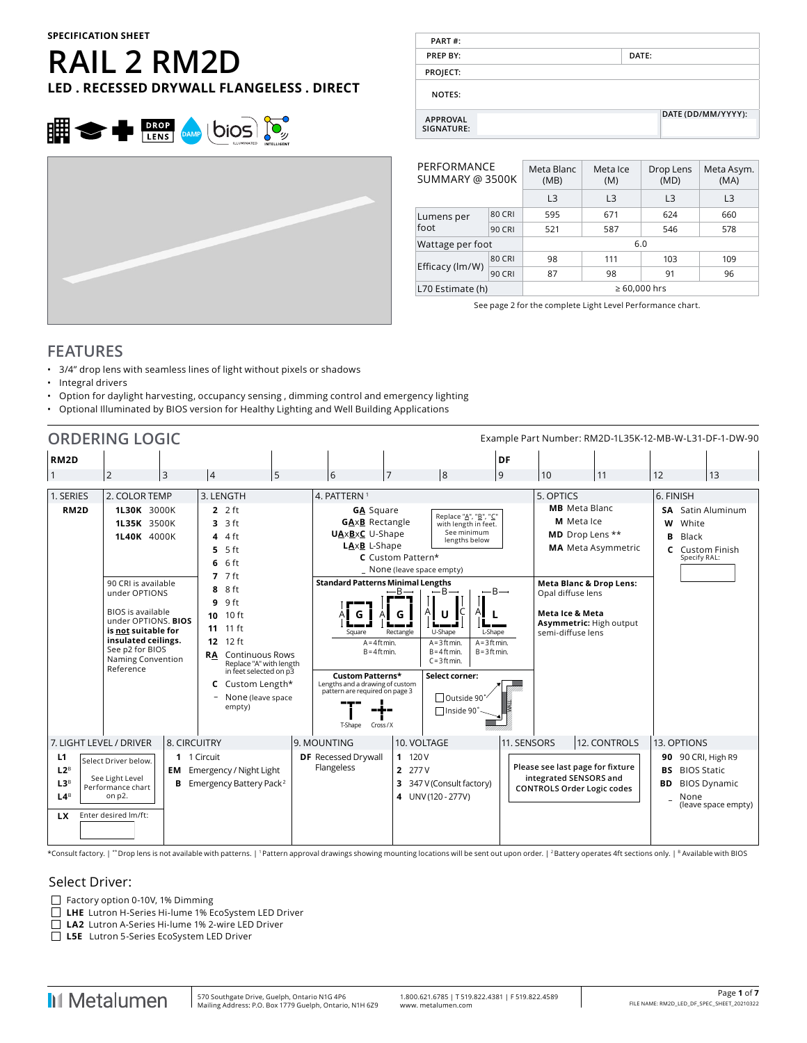SPECIFICATION SHEET

# RAIL 2 RM2D

**LED . RECESSED DRYWALL FLANGELESS . DIRECT**

| PART #: | |
|---|---|
| PREP BY: | DATE: |
| PROJECT: | |
| NOTES: | |
| APPROVAL SIGNATURE: | DATE (DD/MM/YYYY): |

| PERFORMANCE SUMMARY @ 3500K | | Meta Blanc (MB) | Meta Ice (M) | Drop Lens (MD) | Meta Asym. (MA) |
|---|---|---|---|---|---|
| | | L3 | L3 | L3 | L3 |
| Lumens per foot | 80 CRI | 595 | 671 | 624 | 660 |
| | 90 CRI | 521 | 587 | 546 | 578 |
| Wattage per foot | | 6.0 | | | |
| Efficacy (lm/W) | 80 CRI | 98 | 111 | 103 | 109 |
| | 90 CRI | 87 | 98 | 91 | 96 |
| L70 Estimate (h) | | ≥ 60,000 hrs | | | |

See page 2 for the complete Light Level Performance chart.

## FEATURES

- 3/4" drop lens with seamless lines of light without pixels or shadows
- Integral drivers
- Option for daylight harvesting, occupancy sensing , dimming control and emergency lighting
- Optional Illuminated by BIOS version for Healthy Lighting and Well Building Applications

## ORDERING LOGIC

Example Part Number: RM2D-1L35K-12-MB-W-L31-DF-1-DW-90

| RM2D | | | | | | | | DF | | | | |
|---|---|---|---|---|---|---|---|---|---|---|---|---|
| 1 | 2 | 3 | 4 | 5 | 6 | 7 | 8 | 9 | 10 | 11 | 12 | 13 |

**1. SERIES**
- **RM2D**

**2. COLOR TEMP**
- **1L30K** 3000K
- **1L35K** 3500K
- **1L40K** 4000K

90 CRI is available under OPTIONS

BIOS is available under OPTIONS. **BIOS is not suitable for insulated ceilings.** See p2 for BIOS Naming Convention Reference

**3. LENGTH**
- **2** 2 ft
- **3** 3 ft
- **4** 4 ft
- **5** 5 ft
- **6** 6 ft
- **7** 7 ft
- **8** 8 ft
- **9** 9 ft
- **10** 10 ft
- **11** 11 ft
- **12** 12 ft
- **RA** Continuous Rows (Replace "A" with length in feet selected on p3)
- **C** Custom Length*
- **-** None (leave space empty)

**4. PATTERN** [1]
- **GA** Square
- **GAxB** Rectangle
- **UAxBxC** U-Shape
- **LAxB** L-Shape
- **C** Custom Pattern*
- _ None (leave space empty)

Replace "A", "B", "C" with length in feet. See minimum lengths below

**Standard Patterns Minimal Lengths**
- Square: A = 4 ft min.
- Rectangle: B = 4 ft min.
- U-Shape: A = 3 ft min., B = 4 ft min., C = 3 ft min.
- L-Shape: A = 3 ft min., B = 3 ft min.

**Custom Patterns*** Lengths and a drawing of custom pattern are required on page 3 (T-Shape, Cross / X)

**Select corner:** ☐ Outside 90° ☐ Inside 90°

**5. OPTICS**
- **MB** Meta Blanc
- **M** Meta Ice
- **MD** Drop Lens **
- **MA** Meta Asymmetric

**Meta Blanc & Drop Lens:** Opal diffuse lens

**Meta Ice & Meta Asymmetric:** High output semi-diffuse lens

**6. FINISH**
- **SA** Satin Aluminum
- **W** White
- **B** Black
- **C** Custom Finish (Specify RAL: ______)

**7. LIGHT LEVEL / DRIVER**
- **L1**
- **L2**[B]
- **L3**[B]
- **L4**[B]

Select Driver below. See Light Level Performance chart on p2.

- **LX** Enter desired lm/ft: ______

**8. CIRCUITRY**
- **1** 1 Circuit
- **EM** Emergency / Night Light
- **B** Emergency Battery Pack [2]

**9. MOUNTING**
- **DF** Recessed Drywall Flangeless

**10. VOLTAGE**
- **1** 120 V
- **2** 277 V
- **3** 347 V (Consult factory)
- **4** UNV (120 - 277V)

**11. SENSORS / 12. CONTROLS**

Please see last page for fixture integrated SENSORS and CONTROLS Order Logic codes

**13. OPTIONS**
- **90** 90 CRI, High R9
- **BS** BIOS Static
- **BD** BIOS Dynamic
- **_** None (leave space empty)

*Consult factory. | **Drop lens is not available with patterns. | [1] Pattern approval drawings showing mounting locations will be sent out upon order. | [2] Battery operates 4ft sections only. | [B] Available with BIOS

## Select Driver:

- ☐ Factory option 0-10V, 1% Dimming
- ☐ **LHE** Lutron H-Series Hi-lume 1% EcoSystem LED Driver
- ☐ **LA2** Lutron A-Series Hi-lume 1% 2-wire LED Driver
- ☐ **L5E** Lutron 5-Series EcoSystem LED Driver

Metalumen | 570 Southgate Drive, Guelph, Ontario N1G 4P6 | Mailing Address: P.O. Box 1779 Guelph, Ontario, N1H 6Z9 | 1.800.621.6785 | T 519.822.4381 | F 519.822.4589 | www. metalumen.com

FILE NAME: RM2D_LED_DF_SPEC_SHEET_20210322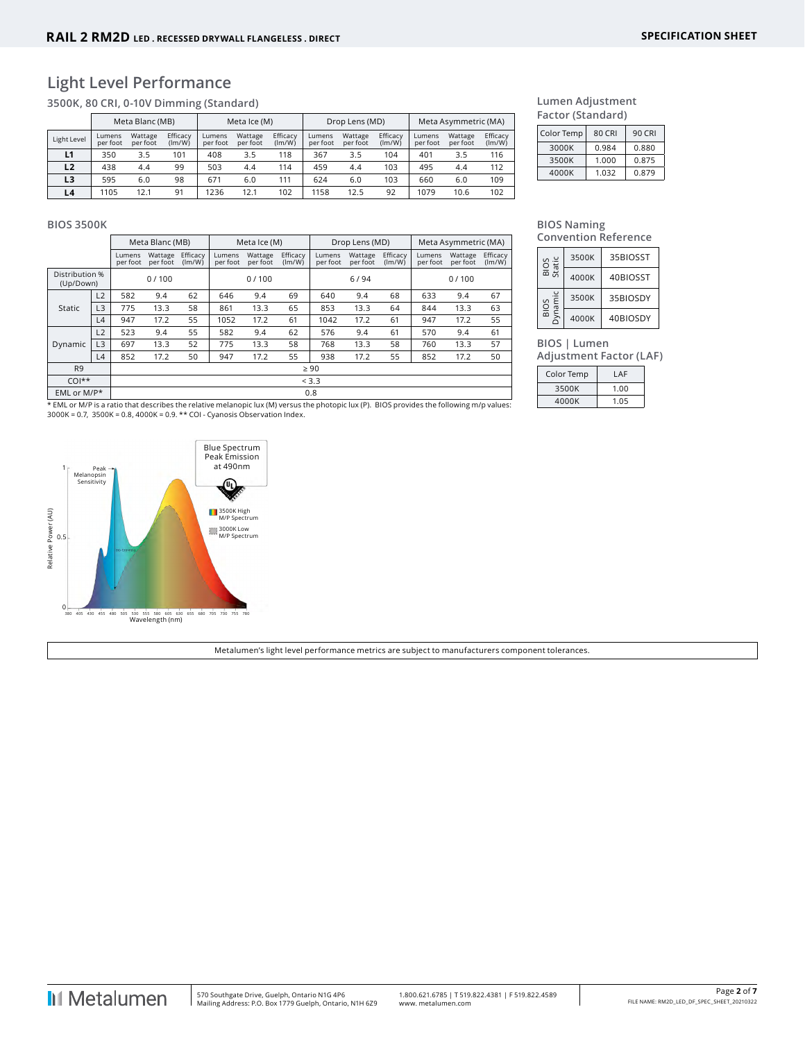## Light Level Performance

### 3500K, 80 CRI, 0-10V Dimming (Standard)

| Light Level | Meta Blanc (MB) | | | Meta Ice (M) | | | Drop Lens (MD) | | | Meta Asymmetric (MA) | | |
|---|---|---|---|---|---|---|---|---|---|---|---|---|
| | Lumens per foot | Wattage per foot | Efficacy (lm/W) | Lumens per foot | Wattage per foot | Efficacy (lm/W) | Lumens per foot | Wattage per foot | Efficacy (lm/W) | Lumens per foot | Wattage per foot | Efficacy (lm/W) |
| **L1** | 350 | 3.5 | 101 | 408 | 3.5 | 118 | 367 | 3.5 | 104 | 401 | 3.5 | 116 |
| **L2** | 438 | 4.4 | 99 | 503 | 4.4 | 114 | 459 | 4.4 | 103 | 495 | 4.4 | 112 |
| **L3** | 595 | 6.0 | 98 | 671 | 6.0 | 111 | 624 | 6.0 | 103 | 660 | 6.0 | 109 |
| **L4** | 1105 | 12.1 | 91 | 1236 | 12.1 | 102 | 1158 | 12.5 | 92 | 1079 | 10.6 | 102 |

### Lumen Adjustment Factor (Standard)

| Color Temp | 80 CRI | 90 CRI |
|---|---|---|
| 3000K | 0.984 | 0.880 |
| 3500K | 1.000 | 0.875 |
| 4000K | 1.032 | 0.879 |

### BIOS 3500K

| | | Meta Blanc (MB) | | | Meta Ice (M) | | | Drop Lens (MD) | | | Meta Asymmetric (MA) | | |
|---|---|---|---|---|---|---|---|---|---|---|---|---|---|
| | | Lumens per foot | Wattage per foot | Efficacy (lm/W) | Lumens per foot | Wattage per foot | Efficacy (lm/W) | Lumens per foot | Wattage per foot | Efficacy (lm/W) | Lumens per foot | Wattage per foot | Efficacy (lm/W) |
| Distribution % (Up/Down) | | 0 / 100 | | | 0 / 100 | | | 6 / 94 | | | 0 / 100 | | |
| Static | L2 | 582 | 9.4 | 62 | 646 | 9.4 | 69 | 640 | 9.4 | 68 | 633 | 9.4 | 67 |
| | L3 | 775 | 13.3 | 58 | 861 | 13.3 | 65 | 853 | 13.3 | 64 | 844 | 13.3 | 63 |
| | L4 | 947 | 17.2 | 55 | 1052 | 17.2 | 61 | 1042 | 17.2 | 61 | 947 | 17.2 | 55 |
| Dynamic | L2 | 523 | 9.4 | 55 | 582 | 9.4 | 62 | 576 | 9.4 | 61 | 570 | 9.4 | 61 |
| | L3 | 697 | 13.3 | 52 | 775 | 13.3 | 58 | 768 | 13.3 | 58 | 760 | 13.3 | 57 |
| | L4 | 852 | 17.2 | 50 | 947 | 17.2 | 55 | 938 | 17.2 | 55 | 852 | 17.2 | 50 |
| R9 | | ≥ 90 | | | | | | | | | | | |
| COI** | | < 3.3 | | | | | | | | | | | |
| EML or M/P* | | 0.8 | | | | | | | | | | | |

* EML or M/P is a ratio that describes the relative melanopic lux (M) versus the photopic lux (P). BIOS provides the following m/p values: 3000K = 0.7, 3500K = 0.8, 4000K = 0.9. ** COI - Cyanosis Observation Index.

### BIOS Naming Convention Reference

| | | |
|---|---|---|
| BIOS Static | 3500K | 35BIOSST |
| | 4000K | 40BIOSST |
| BIOS Dynamic | 3500K | 35BIOSDY |
| | 4000K | 40BIOSDY |

### BIOS | Lumen Adjustment Factor (LAF)

| Color Temp | LAF |
|---|---|
| 3500K | 1.00 |
| 4000K | 1.05 |

Blue Spectrum Peak Emission at 490nm

Peak Melanopsin Sensitivity

3500K High M/P Spectrum

3000K Low M/P Spectrum

Relative Power (AU)

Wavelength (nm)

Metalumen's light level performance metrics are subject to manufacturers component tolerances.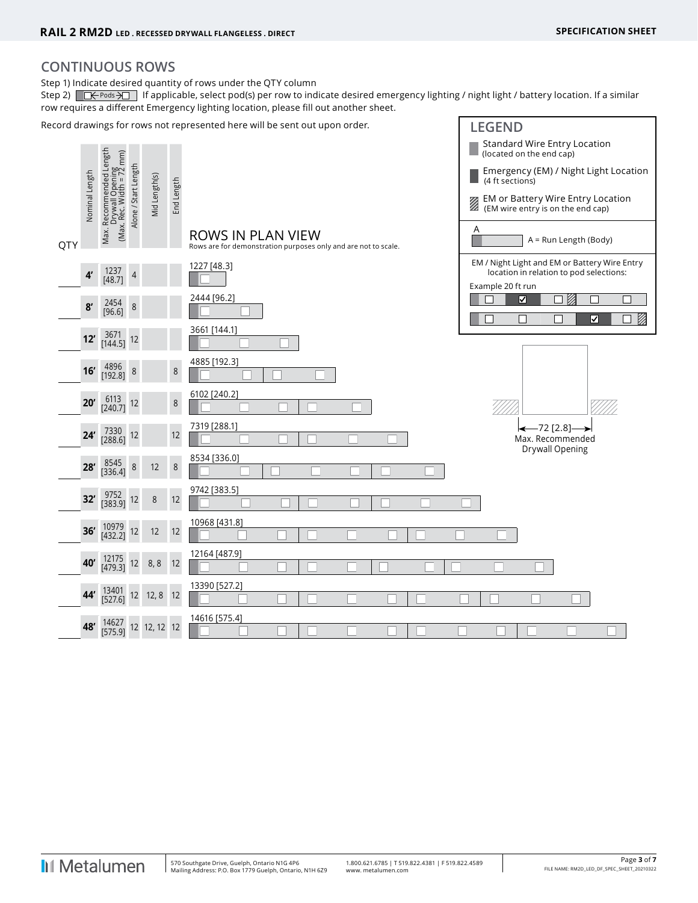## CONTINUOUS ROWS

Step 1) Indicate desired quantity of rows under the QTY column

Step 2) [Pods] If applicable, select pod(s) per row to indicate desired emergency lighting / night light / battery location. If a similar row requires a different Emergency lighting location, please fill out another sheet.

Record drawings for rows not represented here will be sent out upon order.

| QTY | Nominal Length | Max. Recommended Length Drywall Opening (Max. Rec. Width = 72 mm) | Alone / Start Length | Mid Length(s) | End Length | ROWS IN PLAN VIEW (Run Length) |
|---|---|---|---|---|---|---|
| | 4' | 1237 [48.7] | 4 | | | 1227 [48.3] |
| | 8' | 2454 [96.6] | 8 | | | 2444 [96.2] |
| | 12' | 3671 [144.5] | 12 | | | 3661 [144.1] |
| | 16' | 4896 [192.8] | 8 | | 8 | 4885 [192.3] |
| | 20' | 6113 [240.7] | 12 | | 8 | 6102 [240.2] |
| | 24' | 7330 [288.6] | 12 | | 12 | 7319 [288.1] |
| | 28' | 8545 [336.4] | 8 | 12 | 8 | 8534 [336.0] |
| | 32' | 9752 [383.9] | 12 | 8 | 12 | 9742 [383.5] |
| | 36' | 10979 [432.2] | 12 | 12 | 12 | 10968 [431.8] |
| | 40' | 12175 [479.3] | 12 | 8, 8 | 12 | 12164 [487.9] |
| | 44' | 13401 [527.6] | 12 | 12, 8 | 12 | 13390 [527.2] |
| | 48' | 14627 [575.9] | 12 | 12, 12 | 12 | 14616 [575.4] |

Rows are for demonstration purposes only and are not to scale.

### LEGEND

- Standard Wire Entry Location (located on the end cap)
- Emergency (EM) / Night Light Location (4 ft sections)
- EM or Battery Wire Entry Location (EM wire entry is on the end cap)

A = Run Length (Body)

EM / Night Light and EM or Battery Wire Entry location in relation to pod selections:

Example 20 ft run

72 [2.8] Max. Recommended Drywall Opening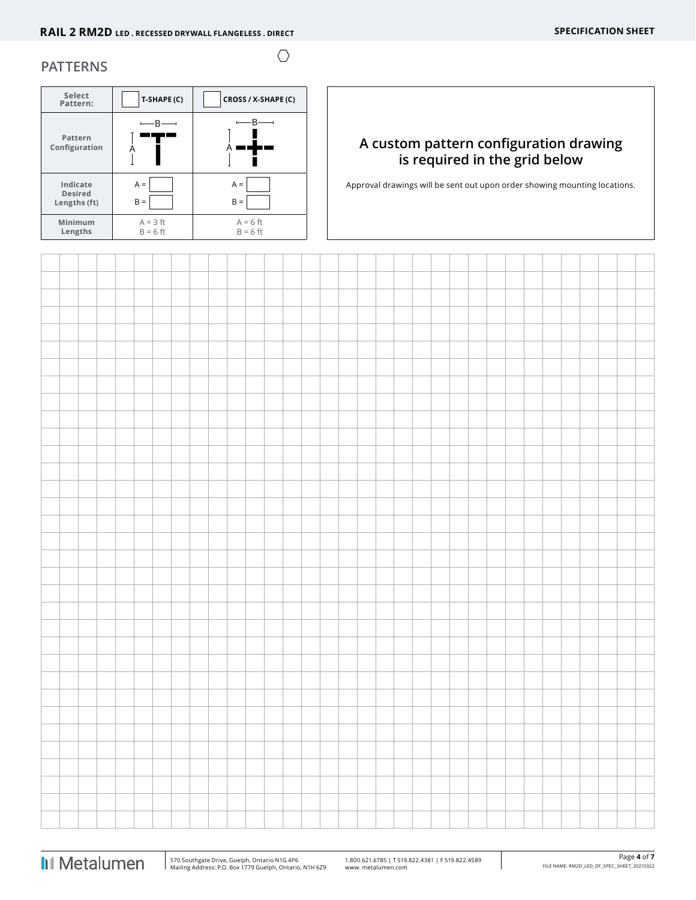## PATTERNS

| Select Pattern: | T-SHAPE (C) | CROSS / X-SHAPE (C) |
|---|---|---|
| Pattern Configuration | | |
| Indicate Desired Lengths (ft) | A = <br> B = | A = <br> B = |
| Minimum Lengths | A = 3 ft<br>B = 6 ft | A = 6 ft<br>B = 6 ft |

### A custom pattern configuration drawing is required in the grid below

Approval drawings will be sent out upon order showing mounting locations.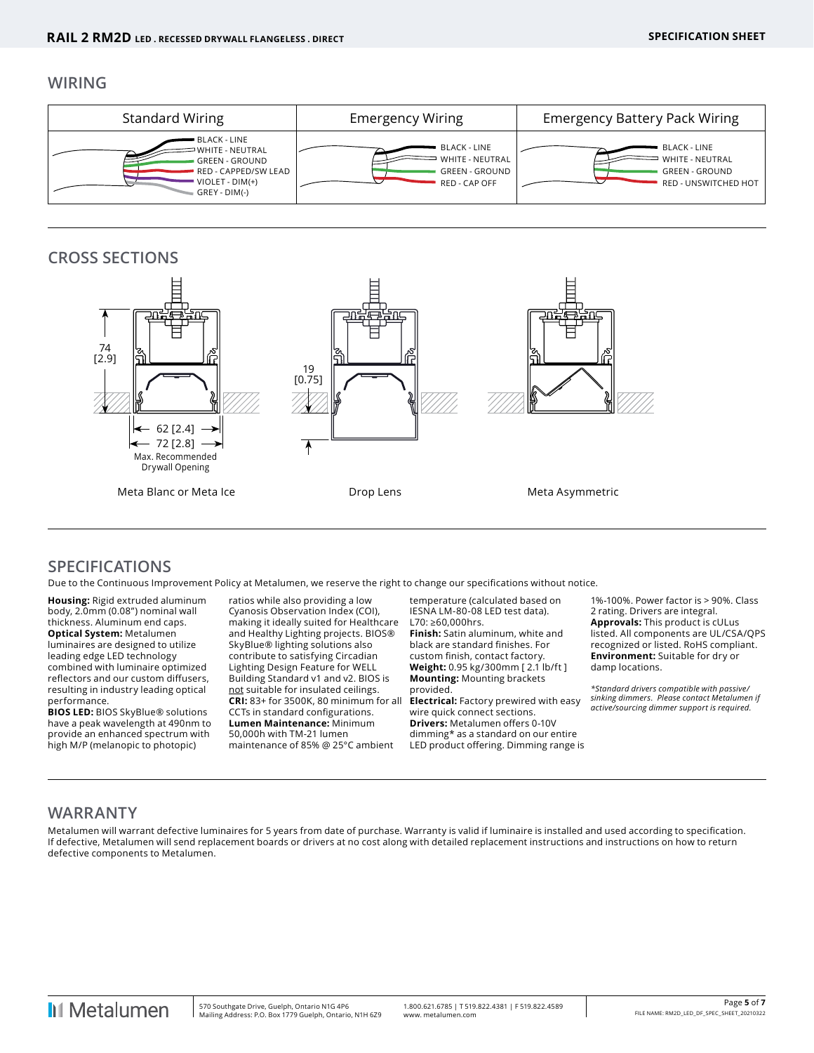## WIRING

| Standard Wiring | Emergency Wiring | Emergency Battery Pack Wiring |
|---|---|---|
| BLACK - LINE<br>WHITE - NEUTRAL<br>GREEN - GROUND<br>RED - CAPPED/SW LEAD<br>VIOLET - DIM(+)<br>GREY - DIM(-) | BLACK - LINE<br>WHITE - NEUTRAL<br>GREEN - GROUND<br>RED - CAP OFF | BLACK - LINE<br>WHITE - NEUTRAL<br>GREEN - GROUND<br>RED - UNSWITCHED HOT |

## CROSS SECTIONS

74 [2.9]

62 [2.4]

72 [2.8]

Max. Recommended Drywall Opening

Meta Blanc or Meta Ice

19 [0.75]

Drop Lens

Meta Asymmetric

## SPECIFICATIONS

Due to the Continuous Improvement Policy at Metalumen, we reserve the right to change our specifications without notice.

**Housing:** Rigid extruded aluminum body, 2.0mm (0.08") nominal wall thickness. Aluminum end caps.
**Optical System:** Metalumen luminaires are designed to utilize leading edge LED technology combined with luminaire optimized reflectors and our custom diffusers, resulting in industry leading optical performance.
**BIOS LED:** BIOS SkyBlue® solutions have a peak wavelength at 490nm to provide an enhanced spectrum with high M/P (melanopic to photopic) ratios while also providing a low Cyanosis Observation Index (COI), making it ideally suited for Healthcare and Healthy Lighting projects. BIOS® SkyBlue® lighting solutions also contribute to satisfying Circadian Lighting Design Feature for WELL Building Standard v1 and v2. BIOS is not suitable for insulated ceilings.
**CRI:** 83+ for 3500K, 80 minimum for all CCTs in standard configurations.
**Lumen Maintenance:** Minimum 50,000h with TM-21 lumen maintenance of 85% @ 25°C ambient temperature (calculated based on IESNA LM-80-08 LED test data). L70: ≥60,000hrs.
**Finish:** Satin aluminum, white and black are standard finishes. For custom finish, contact factory.
**Weight:** 0.95 kg/300mm [ 2.1 lb/ft ]
**Mounting:** Mounting brackets provided.
**Electrical:** Factory prewired with easy wire quick connect sections.
**Drivers:** Metalumen offers 0-10V dimming* as a standard on our entire LED product offering. Dimming range is 1%-100%. Power factor is > 90%. Class 2 rating. Drivers are integral.
**Approvals:** This product is cULus listed. All components are UL/CSA/QPS recognized or listed. RoHS compliant.
**Environment:** Suitable for dry or damp locations.

*\*Standard drivers compatible with passive/sinking dimmers. Please contact Metalumen if active/sourcing dimmer support is required.*

## WARRANTY

Metalumen will warrant defective luminaires for 5 years from date of purchase. Warranty is valid if luminaire is installed and used according to specification. If defective, Metalumen will send replacement boards or drivers at no cost along with detailed replacement instructions and instructions on how to return defective components to Metalumen.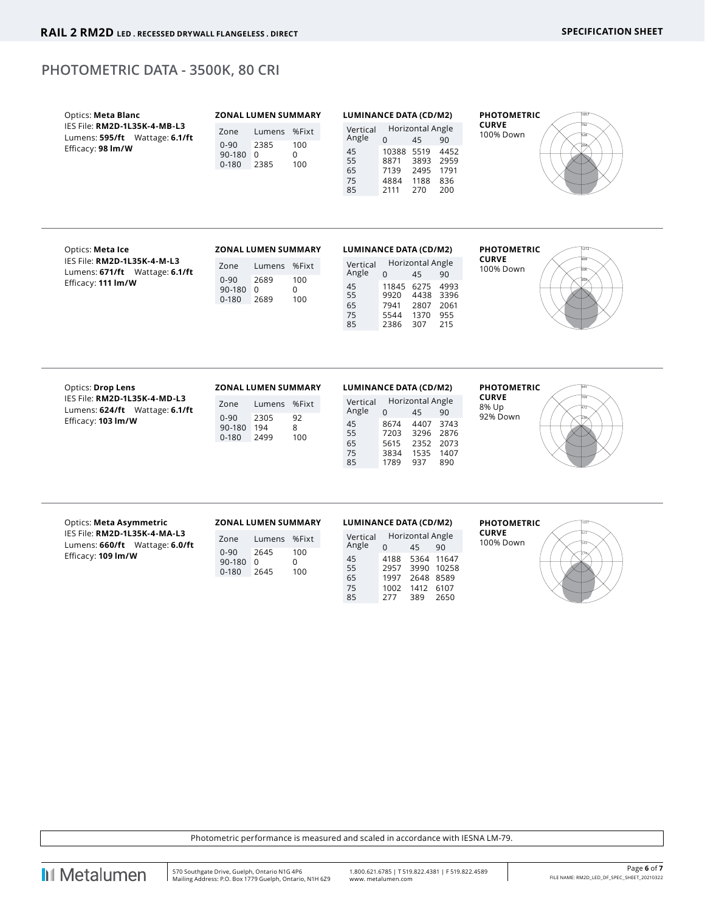## PHOTOMETRIC DATA - 3500K, 80 CRI

Optics: **Meta Blanc**
IES File: **RM2D-1L35K-4-MB-L3**
Lumens: **595/ft** Wattage: **6.1/ft**
Efficacy: **98 lm/W**

**ZONAL LUMEN SUMMARY**

| Zone | Lumens | %Fixt |
|---|---|---|
| 0-90 | 2385 | 100 |
| 90-180 | 0 | 0 |
| 0-180 | 2385 | 100 |

**LUMINANCE DATA (CD/M2)**

| Vertical Angle | Horizontal Angle 0 | 45 | 90 |
|---|---|---|---|
| 45 | 10388 | 5519 | 4452 |
| 55 | 8871 | 3893 | 2959 |
| 65 | 7139 | 2495 | 1791 |
| 75 | 4884 | 1188 | 836 |
| 85 | 2111 | 270 | 200 |

**PHOTOMETRIC CURVE**
100% Down

---

Optics: **Meta Ice**
IES File: **RM2D-1L35K-4-M-L3**
Lumens: **671/ft** Wattage: **6.1/ft**
Efficacy: **111 lm/W**

**ZONAL LUMEN SUMMARY**

| Zone | Lumens | %Fixt |
|---|---|---|
| 0-90 | 2689 | 100 |
| 90-180 | 0 | 0 |
| 0-180 | 2689 | 100 |

**LUMINANCE DATA (CD/M2)**

| Vertical Angle | Horizontal Angle 0 | 45 | 90 |
|---|---|---|---|
| 45 | 11845 | 6275 | 4993 |
| 55 | 9920 | 4438 | 3396 |
| 65 | 7941 | 2807 | 2061 |
| 75 | 5544 | 1370 | 955 |
| 85 | 2386 | 307 | 215 |

**PHOTOMETRIC CURVE**
100% Down

---

Optics: **Drop Lens**
IES File: **RM2D-1L35K-4-MD-L3**
Lumens: **624/ft** Wattage: **6.1/ft**
Efficacy: **103 lm/W**

**ZONAL LUMEN SUMMARY**

| Zone | Lumens | %Fixt |
|---|---|---|
| 0-90 | 2305 | 92 |
| 90-180 | 194 | 8 |
| 0-180 | 2499 | 100 |

**LUMINANCE DATA (CD/M2)**

| Vertical Angle | Horizontal Angle 0 | 45 | 90 |
|---|---|---|---|
| 45 | 8674 | 4407 | 3743 |
| 55 | 7203 | 3296 | 2876 |
| 65 | 5615 | 2352 | 2073 |
| 75 | 3834 | 1535 | 1407 |
| 85 | 1789 | 937 | 890 |

**PHOTOMETRIC CURVE**
8% Up
92% Down

---

Optics: **Meta Asymmetric**
IES File: **RM2D-1L35K-4-MA-L3**
Lumens: **660/ft** Wattage: **6.0/ft**
Efficacy: **109 lm/W**

**ZONAL LUMEN SUMMARY**

| Zone | Lumens | %Fixt |
|---|---|---|
| 0-90 | 2645 | 100 |
| 90-180 | 0 | 0 |
| 0-180 | 2645 | 100 |

**LUMINANCE DATA (CD/M2)**

| Vertical Angle | Horizontal Angle 0 | 45 | 90 |
|---|---|---|---|
| 45 | 4188 | 5364 | 11647 |
| 55 | 2957 | 3990 | 10258 |
| 65 | 1997 | 2648 | 8589 |
| 75 | 1002 | 1412 | 6107 |
| 85 | 277 | 389 | 2650 |

**PHOTOMETRIC CURVE**
100% Down

---

Photometric performance is measured and scaled in accordance with IESNA LM-79.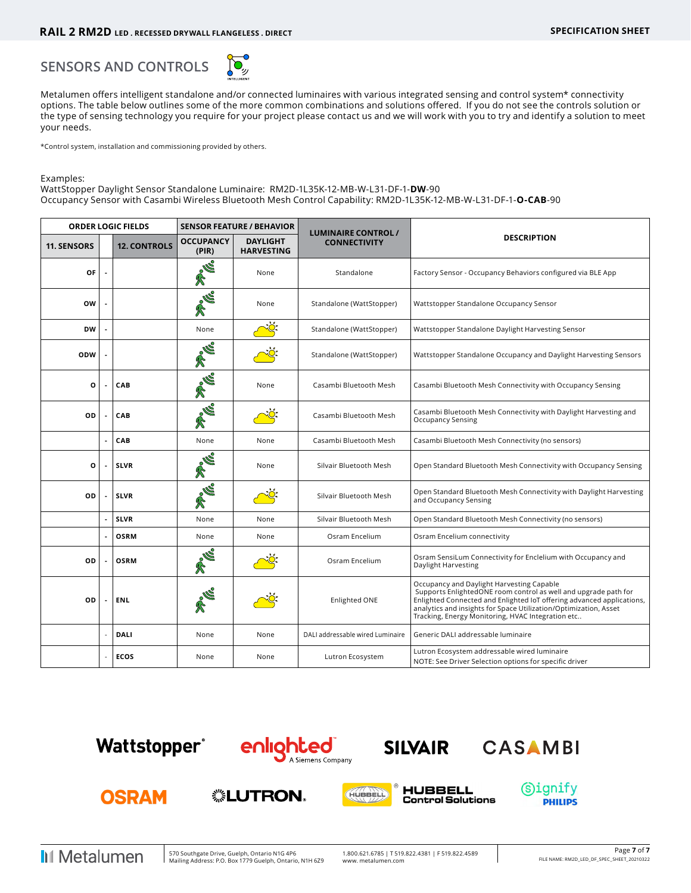## SENSORS AND CONTROLS

Metalumen offers intelligent standalone and/or connected luminaires with various integrated sensing and control system* connectivity options. The table below outlines some of the more common combinations and solutions offered. If you do not see the controls solution or the type of sensing technology you require for your project please contact us and we will work with you to try and identify a solution to meet your needs.

*Control system, installation and commissioning provided by others.

Examples:
WattStopper Daylight Sensor Standalone Luminaire: RM2D-1L35K-12-MB-W-L31-DF-1-**DW**-90
Occupancy Sensor with Casambi Wireless Bluetooth Mesh Control Capability: RM2D-1L35K-12-MB-W-L31-DF-1-**O-CAB**-90

| ORDER LOGIC FIELDS | | | SENSOR FEATURE / BEHAVIOR | | LUMINAIRE CONTROL / CONNECTIVITY | DESCRIPTION |
|---|---|---|---|---|---|---|
| **11. SENSORS** | | **12. CONTROLS** | **OCCUPANCY (PIR)** | **DAYLIGHT HARVESTING** | | |
| **OF** | - | | ✓ | None | Standalone | Factory Sensor - Occupancy Behaviors configured via BLE App |
| **OW** | - | | ✓ | None | Standalone (WattStopper) | Wattstopper Standalone Occupancy Sensor |
| **DW** | - | | None | ✓ | Standalone (WattStopper) | Wattstopper Standalone Daylight Harvesting Sensor |
| **ODW** | - | | ✓ | ✓ | Standalone (WattStopper) | Wattstopper Standalone Occupancy and Daylight Harvesting Sensors |
| **O** | - | **CAB** | ✓ | None | Casambi Bluetooth Mesh | Casambi Bluetooth Mesh Connectivity with Occupancy Sensing |
| **OD** | - | **CAB** | ✓ | ✓ | Casambi Bluetooth Mesh | Casambi Bluetooth Mesh Connectivity with Daylight Harvesting and Occupancy Sensing |
| | - | **CAB** | None | None | Casambi Bluetooth Mesh | Casambi Bluetooth Mesh Connectivity (no sensors) |
| **O** | - | **SLVR** | ✓ | None | Silvair Bluetooth Mesh | Open Standard Bluetooth Mesh Connectivity with Occupancy Sensing |
| **OD** | - | **SLVR** | ✓ | ✓ | Silvair Bluetooth Mesh | Open Standard Bluetooth Mesh Connectivity with Daylight Harvesting and Occupancy Sensing |
| | - | **SLVR** | None | None | Silvair Bluetooth Mesh | Open Standard Bluetooth Mesh Connectivity (no sensors) |
| | - | **OSRM** | None | None | Osram Encelium | Osram Encelium connectivity |
| **OD** | - | **OSRM** | ✓ | ✓ | Osram Encelium | Osram SensiLum Connectivity for Enclelium with Occupancy and Daylight Harvesting |
| **OD** | - | **ENL** | ✓ | ✓ | Enlighted ONE | Occupancy and Daylight Harvesting Capable Supports EnlightedONE room control as well and upgrade path for Enlighted Connected and Enlighted IoT offering advanced applications, analytics and insights for Space Utilization/Optimization, Asset Tracking, Energy Monitoring, HVAC Integration etc.. |
| | - | **DALI** | None | None | DALI addressable wired Luminaire | Generic DALI addressable luminaire |
| | - | **ECOS** | None | None | Lutron Ecosystem | Lutron Ecosystem addressable wired luminaire<br>NOTE: See Driver Selection options for specific driver |

Wattstopper® enlighted™ A Siemens Company SILVAIR CASAMBI OSRAM LUTRON HUBBELL® HUBBELL Control Solutions signify PHILIPS